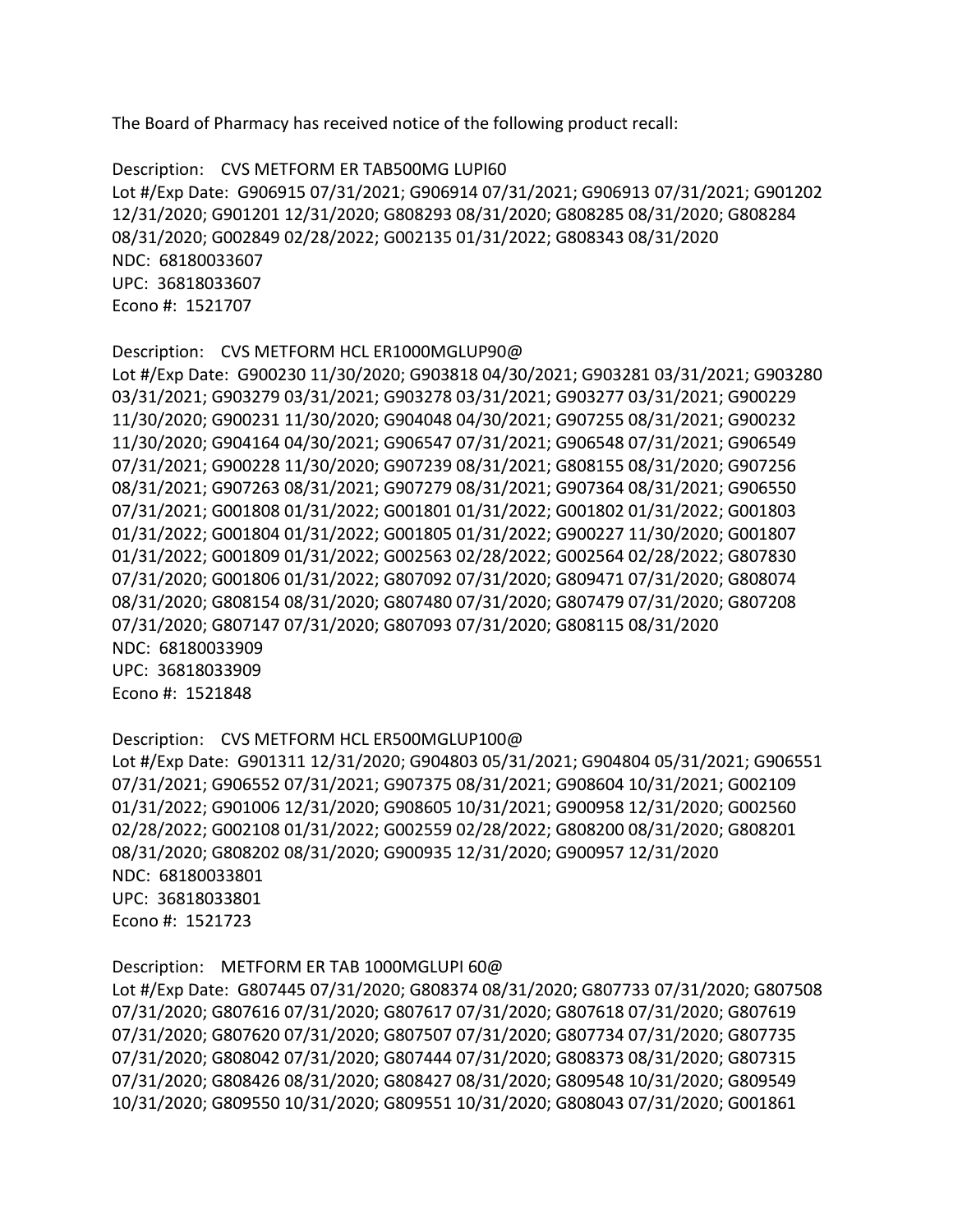The Board of Pharmacy has received notice of the following product recall:

Description: CVS METFORM ER TAB500MG LUPI60
Lot #/Exp Date: G906915 07/31/2021; G906914 07/31/2021; G906913 07/31/2021; G901202 12/31/2020; G901201 12/31/2020; G808293 08/31/2020; G808285 08/31/2020; G808284 08/31/2020; G002849 02/28/2022; G002135 01/31/2022; G808343 08/31/2020
NDC: 68180033607
UPC: 36818033607
Econo #: 1521707

Description: CVS METFORM HCL ER1000MGLUP90@
Lot #/Exp Date: G900230 11/30/2020; G903818 04/30/2021; G903281 03/31/2021; G903280 03/31/2021; G903279 03/31/2021; G903278 03/31/2021; G903277 03/31/2021; G900229 11/30/2020; G900231 11/30/2020; G904048 04/30/2021; G907255 08/31/2021; G900232 11/30/2020; G904164 04/30/2021; G906547 07/31/2021; G906548 07/31/2021; G906549 07/31/2021; G900228 11/30/2020; G907239 08/31/2021; G808155 08/31/2020; G907256 08/31/2021; G907263 08/31/2021; G907279 08/31/2021; G907364 08/31/2021; G906550 07/31/2021; G001808 01/31/2022; G001801 01/31/2022; G001802 01/31/2022; G001803 01/31/2022; G001804 01/31/2022; G001805 01/31/2022; G900227 11/30/2020; G001807 01/31/2022; G001809 01/31/2022; G002563 02/28/2022; G002564 02/28/2022; G807830 07/31/2020; G001806 01/31/2022; G807092 07/31/2020; G809471 07/31/2020; G808074 08/31/2020; G808154 08/31/2020; G807480 07/31/2020; G807479 07/31/2020; G807208 07/31/2020; G807147 07/31/2020; G807093 07/31/2020; G808115 08/31/2020
NDC: 68180033909
UPC: 36818033909
Econo #: 1521848

Description: CVS METFORM HCL ER500MGLUP100@
Lot #/Exp Date: G901311 12/31/2020; G904803 05/31/2021; G904804 05/31/2021; G906551 07/31/2021; G906552 07/31/2021; G907375 08/31/2021; G908604 10/31/2021; G002109 01/31/2022; G901006 12/31/2020; G908605 10/31/2021; G900958 12/31/2020; G002560 02/28/2022; G002108 01/31/2022; G002559 02/28/2022; G808200 08/31/2020; G808201 08/31/2020; G808202 08/31/2020; G900935 12/31/2020; G900957 12/31/2020
NDC: 68180033801
UPC: 36818033801
Econo #: 1521723

Description: METFORM ER TAB 1000MGLUPI 60@
Lot #/Exp Date: G807445 07/31/2020; G808374 08/31/2020; G807733 07/31/2020; G807508 07/31/2020; G807616 07/31/2020; G807617 07/31/2020; G807618 07/31/2020; G807619 07/31/2020; G807620 07/31/2020; G807507 07/31/2020; G807734 07/31/2020; G807735 07/31/2020; G808042 07/31/2020; G807444 07/31/2020; G808373 08/31/2020; G807315 07/31/2020; G808426 08/31/2020; G808427 08/31/2020; G809548 10/31/2020; G809549 10/31/2020; G809550 10/31/2020; G809551 10/31/2020; G808043 07/31/2020; G001861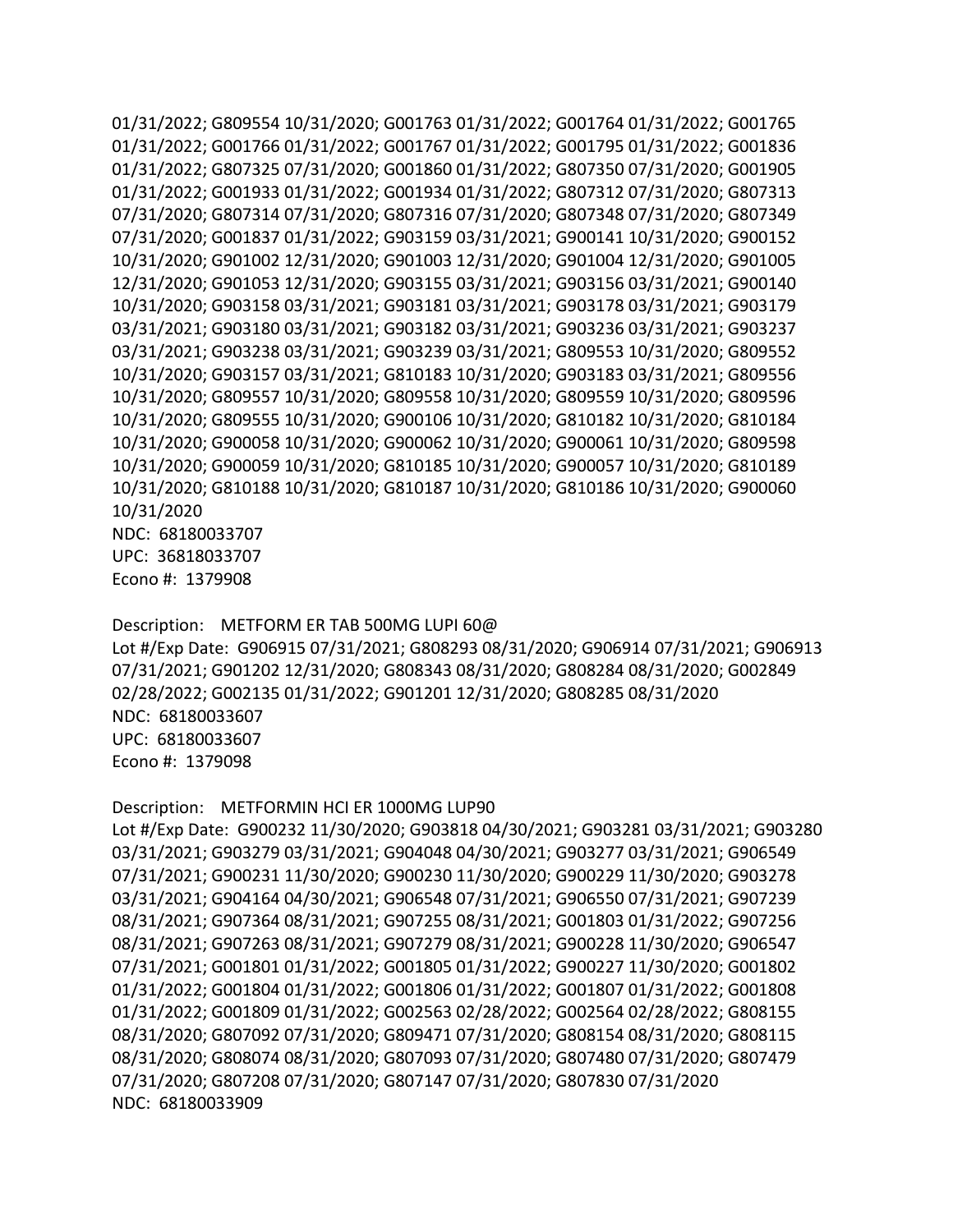01/31/2022; G809554 10/31/2020; G001763 01/31/2022; G001764 01/31/2022; G001765 01/31/2022; G001766 01/31/2022; G001767 01/31/2022; G001795 01/31/2022; G001836 01/31/2022; G807325 07/31/2020; G001860 01/31/2022; G807350 07/31/2020; G001905 01/31/2022; G001933 01/31/2022; G001934 01/31/2022; G807312 07/31/2020; G807313 07/31/2020; G807314 07/31/2020; G807316 07/31/2020; G807348 07/31/2020; G807349 07/31/2020; G001837 01/31/2022; G903159 03/31/2021; G900141 10/31/2020; G900152 10/31/2020; G901002 12/31/2020; G901003 12/31/2020; G901004 12/31/2020; G901005 12/31/2020; G901053 12/31/2020; G903155 03/31/2021; G903156 03/31/2021; G900140 10/31/2020; G903158 03/31/2021; G903181 03/31/2021; G903178 03/31/2021; G903179 03/31/2021; G903180 03/31/2021; G903182 03/31/2021; G903236 03/31/2021; G903237 03/31/2021; G903238 03/31/2021; G903239 03/31/2021; G809553 10/31/2020; G809552 10/31/2020; G903157 03/31/2021; G810183 10/31/2020; G903183 03/31/2021; G809556 10/31/2020; G809557 10/31/2020; G809558 10/31/2020; G809559 10/31/2020; G809596 10/31/2020; G809555 10/31/2020; G900106 10/31/2020; G810182 10/31/2020; G810184 10/31/2020; G900058 10/31/2020; G900062 10/31/2020; G900061 10/31/2020; G809598 10/31/2020; G900059 10/31/2020; G810185 10/31/2020; G900057 10/31/2020; G810189 10/31/2020; G810188 10/31/2020; G810187 10/31/2020; G810186 10/31/2020; G900060 10/31/2020
NDC: 68180033707
UPC: 36818033707
Econo #: 1379908

Description: METFORM ER TAB 500MG LUPI 60@
Lot #/Exp Date: G906915 07/31/2021; G808293 08/31/2020; G906914 07/31/2021; G906913 07/31/2021; G901202 12/31/2020; G808343 08/31/2020; G808284 08/31/2020; G002849 02/28/2022; G002135 01/31/2022; G901201 12/31/2020; G808285 08/31/2020
NDC: 68180033607
UPC: 68180033607
Econo #: 1379098

Description: METFORMIN HCI ER 1000MG LUP90
Lot #/Exp Date: G900232 11/30/2020; G903818 04/30/2021; G903281 03/31/2021; G903280 03/31/2021; G903279 03/31/2021; G904048 04/30/2021; G903277 03/31/2021; G906549 07/31/2021; G900231 11/30/2020; G900230 11/30/2020; G900229 11/30/2020; G903278 03/31/2021; G904164 04/30/2021; G906548 07/31/2021; G906550 07/31/2021; G907239 08/31/2021; G907364 08/31/2021; G907255 08/31/2021; G001803 01/31/2022; G907256 08/31/2021; G907263 08/31/2021; G907279 08/31/2021; G900228 11/30/2020; G906547 07/31/2021; G001801 01/31/2022; G001805 01/31/2022; G900227 11/30/2020; G001802 01/31/2022; G001804 01/31/2022; G001806 01/31/2022; G001807 01/31/2022; G001808 01/31/2022; G001809 01/31/2022; G002563 02/28/2022; G002564 02/28/2022; G808155 08/31/2020; G807092 07/31/2020; G809471 07/31/2020; G808154 08/31/2020; G808115 08/31/2020; G808074 08/31/2020; G807093 07/31/2020; G807480 07/31/2020; G807479 07/31/2020; G807208 07/31/2020; G807147 07/31/2020; G807830 07/31/2020
NDC: 68180033909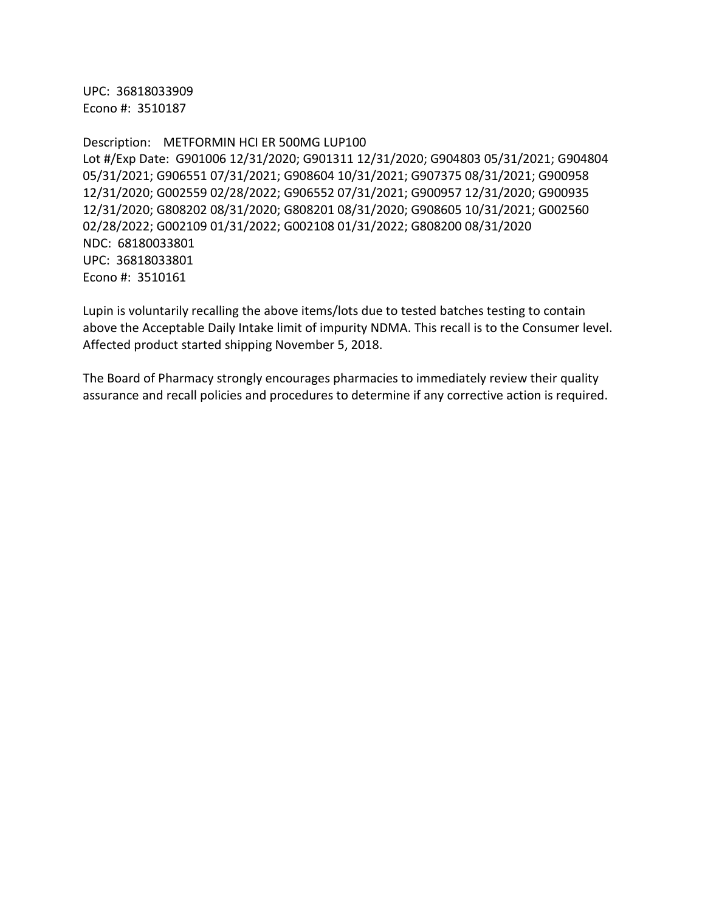UPC: 36818033909
Econo #: 3510187

Description: METFORMIN HCI ER 500MG LUP100
Lot #/Exp Date: G901006 12/31/2020; G901311 12/31/2020; G904803 05/31/2021; G904804 05/31/2021; G906551 07/31/2021; G908604 10/31/2021; G907375 08/31/2021; G900958 12/31/2020; G002559 02/28/2022; G906552 07/31/2021; G900957 12/31/2020; G900935 12/31/2020; G808202 08/31/2020; G808201 08/31/2020; G908605 10/31/2021; G002560 02/28/2022; G002109 01/31/2022; G002108 01/31/2022; G808200 08/31/2020
NDC: 68180033801
UPC: 36818033801
Econo #: 3510161

Lupin is voluntarily recalling the above items/lots due to tested batches testing to contain above the Acceptable Daily Intake limit of impurity NDMA. This recall is to the Consumer level. Affected product started shipping November 5, 2018.

The Board of Pharmacy strongly encourages pharmacies to immediately review their quality assurance and recall policies and procedures to determine if any corrective action is required.